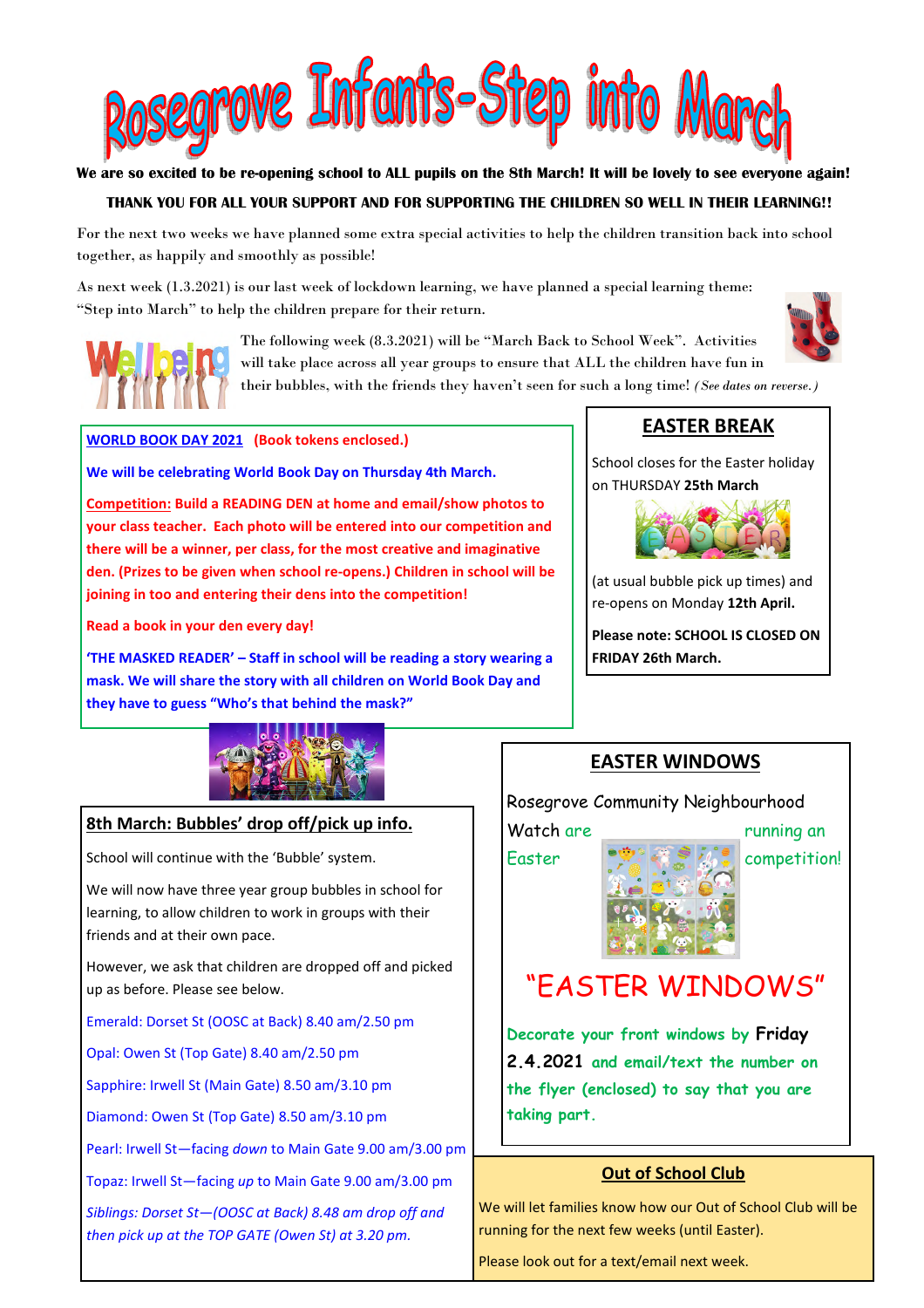# Rosegrove Infants-Step into March

**We are so excited to be re-opening school to ALL pupils on the 8th March! It will be lovely to see everyone again!**

**THANK YOU FOR ALL YOUR SUPPORT AND FOR SUPPORTING THE CHILDREN SO WELL IN THEIR LEARNING!!**

For the next two weeks we have planned some extra special activities to help the children transition back into school together, as happily and smoothly as possible!

As next week (1.3.2021) is our last week of lockdown learning, we have planned a special learning theme: "Step into March" to help the children prepare for their return.

The following week (8.3.2021) will be "March Back to School Week". Activities will take place across all year groups to ensure that ALL the children have fun in their bubbles, with the friends they haven't seen for such a long time! *(See dates on reverse.)*

**WORLD BOOK DAY 2021 (Book tokens enclosed.)**

**We will be celebrating World Book Day on Thursday 4th March.**

**Competition: Build a READING DEN at home and email/show photos to your class teacher. Each photo will be entered into our competition and there will be a winner, per class, for the most creative and imaginative den. (Prizes to be given when school re-opens.) Children in school will be joining in too and entering their dens into the competition!**

**Read a book in your den every day!**

**'THE MASKED READER' – Staff in school will be reading a story wearing a mask. We will share the story with all children on World Book Day and they have to guess "Who's that behind the mask?"**

## EASTER BREAK

School closes for the Easter holiday on THURSDAY **25th March**

(at usual bubble pick up times) and re-opens on Monday **12th April.**

**Please note: SCHOOL IS CLOSED ON FRIDAY 26th March.**

## 8th March: Bubbles' drop off/pick up info.

School will continue with the 'Bubble' system.

We will now have three year group bubbles in school for learning, to allow children to work in groups with their friends and at their own pace.

However, we ask that children are dropped off and picked up as before. Please see below.

Emerald: Dorset St (OOSC at Back) 8.40 am/2.50 pm

Opal: Owen St (Top Gate) 8.40 am/2.50 pm

Sapphire: Irwell St (Main Gate) 8.50 am/3.10 pm

Diamond: Owen St (Top Gate) 8.50 am/3.10 pm

Pearl: Irwell St—facing *down* to Main Gate 9.00 am/3.00 pm

Topaz: Irwell St—facing *up* to Main Gate 9.00 am/3.00 pm

*Siblings: Dorset St—(OOSC at Back) 8.48 am drop off and then pick up at the TOP GATE (Owen St) at 3.20 pm.*

## EASTER WINDOWS

Rosegrove Community Neighbourhood Watch are running an Easter competition!

# "EASTER WINDOWS"

Decorate your front windows by **Friday 2.4.2021** and email/text the number on the flyer (enclosed) to say that you are taking part.

## Out of School Club

We will let families know how our Out of School Club will be running for the next few weeks (until Easter).

Please look out for a text/email next week.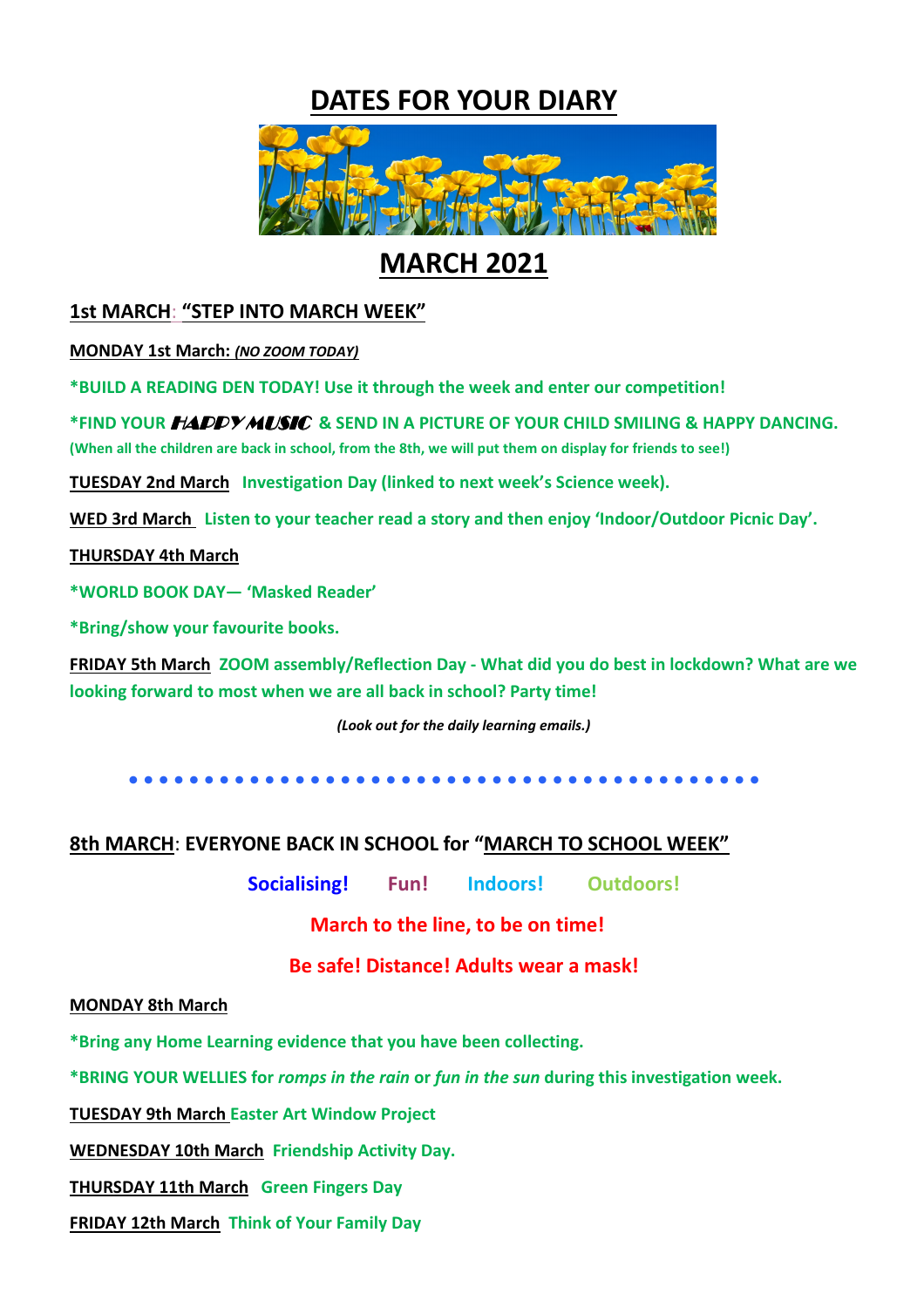# DATES FOR YOUR DIARY

## MARCH 2021

### 1st MARCH: "STEP INTO MARCH WEEK"

**MONDAY 1st March:** ***(NO ZOOM TODAY)***

**\*BUILD A READING DEN TODAY! Use it through the week and enter our competition!**

**\*FIND YOUR HAPPY MUSIC & SEND IN A PICTURE OF YOUR CHILD SMILING & HAPPY DANCING.**
**(When all the children are back in school, from the 8th, we will put them on display for friends to see!)**

**TUESDAY 2nd March** **Investigation Day (linked to next week's Science week).**

**WED 3rd March** **Listen to your teacher read a story and then enjoy 'Indoor/Outdoor Picnic Day'.**

**THURSDAY 4th March**

**\*WORLD BOOK DAY— 'Masked Reader'**

**\*Bring/show your favourite books.**

**FRIDAY 5th March** **ZOOM assembly/Reflection Day - What did you do best in lockdown? What are we looking forward to most when we are all back in school? Party time!**

***(Look out for the daily learning emails.)***

---

### 8th MARCH: EVERYONE BACK IN SCHOOL for "MARCH TO SCHOOL WEEK"

**Socialising! Fun! Indoors! Outdoors!**

**March to the line, to be on time!**

**Be safe! Distance! Adults wear a mask!**

**MONDAY 8th March**

**\*Bring any Home Learning evidence that you have been collecting.**

**\*BRING YOUR WELLIES for *romps in the rain* or *fun in the sun* during this investigation week.**

**TUESDAY 9th March** **Easter Art Window Project**

**WEDNESDAY 10th March** **Friendship Activity Day.**

**THURSDAY 11th March** **Green Fingers Day**

**FRIDAY 12th March** **Think of Your Family Day**